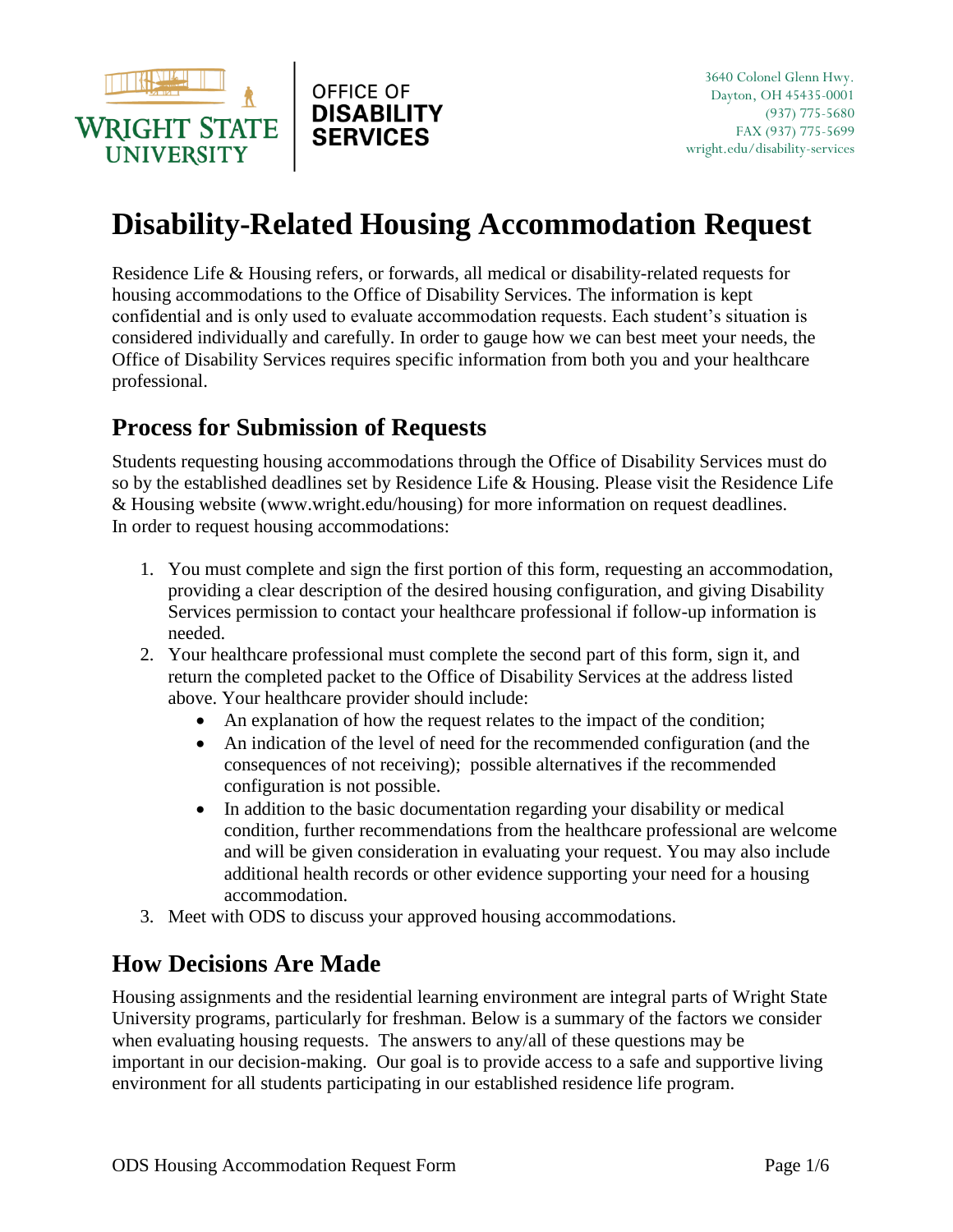WRIGHT STATE UNIVERSITY | OFFICE OF DISABILITY SERVICES

3640 Colonel Glenn Hwy.
Dayton, OH 45435-0001
(937) 775-5680
FAX (937) 775-5699
wright.edu/disability-services

# Disability-Related Housing Accommodation Request

Residence Life & Housing refers, or forwards, all medical or disability-related requests for housing accommodations to the Office of Disability Services. The information is kept confidential and is only used to evaluate accommodation requests. Each student's situation is considered individually and carefully. In order to gauge how we can best meet your needs, the Office of Disability Services requires specific information from both you and your healthcare professional.

## Process for Submission of Requests

Students requesting housing accommodations through the Office of Disability Services must do so by the established deadlines set by Residence Life & Housing. Please visit the Residence Life & Housing website (www.wright.edu/housing) for more information on request deadlines.
In order to request housing accommodations:

1. You must complete and sign the first portion of this form, requesting an accommodation, providing a clear description of the desired housing configuration, and giving Disability Services permission to contact your healthcare professional if follow-up information is needed.
2. Your healthcare professional must complete the second part of this form, sign it, and return the completed packet to the Office of Disability Services at the address listed above. Your healthcare provider should include:
   - An explanation of how the request relates to the impact of the condition;
   - An indication of the level of need for the recommended configuration (and the consequences of not receiving); possible alternatives if the recommended configuration is not possible.
   - In addition to the basic documentation regarding your disability or medical condition, further recommendations from the healthcare professional are welcome and will be given consideration in evaluating your request. You may also include additional health records or other evidence supporting your need for a housing accommodation.
3. Meet with ODS to discuss your approved housing accommodations.

## How Decisions Are Made

Housing assignments and the residential learning environment are integral parts of Wright State University programs, particularly for freshman. Below is a summary of the factors we consider when evaluating housing requests. The answers to any/all of these questions may be important in our decision-making. Our goal is to provide access to a safe and supportive living environment for all students participating in our established residence life program.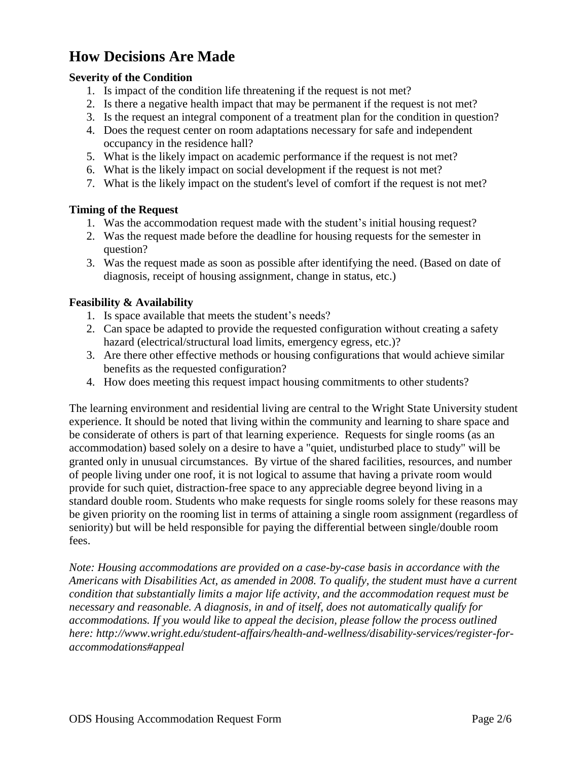# How Decisions Are Made

**Severity of the Condition**

1. Is impact of the condition life threatening if the request is not met?
2. Is there a negative health impact that may be permanent if the request is not met?
3. Is the request an integral component of a treatment plan for the condition in question?
4. Does the request center on room adaptations necessary for safe and independent occupancy in the residence hall?
5. What is the likely impact on academic performance if the request is not met?
6. What is the likely impact on social development if the request is not met?
7. What is the likely impact on the student's level of comfort if the request is not met?

**Timing of the Request**

1. Was the accommodation request made with the student's initial housing request?
2. Was the request made before the deadline for housing requests for the semester in question?
3. Was the request made as soon as possible after identifying the need. (Based on date of diagnosis, receipt of housing assignment, change in status, etc.)

**Feasibility & Availability**

1. Is space available that meets the student's needs?
2. Can space be adapted to provide the requested configuration without creating a safety hazard (electrical/structural load limits, emergency egress, etc.)?
3. Are there other effective methods or housing configurations that would achieve similar benefits as the requested configuration?
4. How does meeting this request impact housing commitments to other students?

The learning environment and residential living are central to the Wright State University student experience. It should be noted that living within the community and learning to share space and be considerate of others is part of that learning experience. Requests for single rooms (as an accommodation) based solely on a desire to have a "quiet, undisturbed place to study" will be granted only in unusual circumstances. By virtue of the shared facilities, resources, and number of people living under one roof, it is not logical to assume that having a private room would provide for such quiet, distraction-free space to any appreciable degree beyond living in a standard double room. Students who make requests for single rooms solely for these reasons may be given priority on the rooming list in terms of attaining a single room assignment (regardless of seniority) but will be held responsible for paying the differential between single/double room fees.

*Note: Housing accommodations are provided on a case-by-case basis in accordance with the Americans with Disabilities Act, as amended in 2008. To qualify, the student must have a current condition that substantially limits a major life activity, and the accommodation request must be necessary and reasonable. A diagnosis, in and of itself, does not automatically qualify for accommodations. If you would like to appeal the decision, please follow the process outlined here: http://www.wright.edu/student-affairs/health-and-wellness/disability-services/register-for-accommodations#appeal*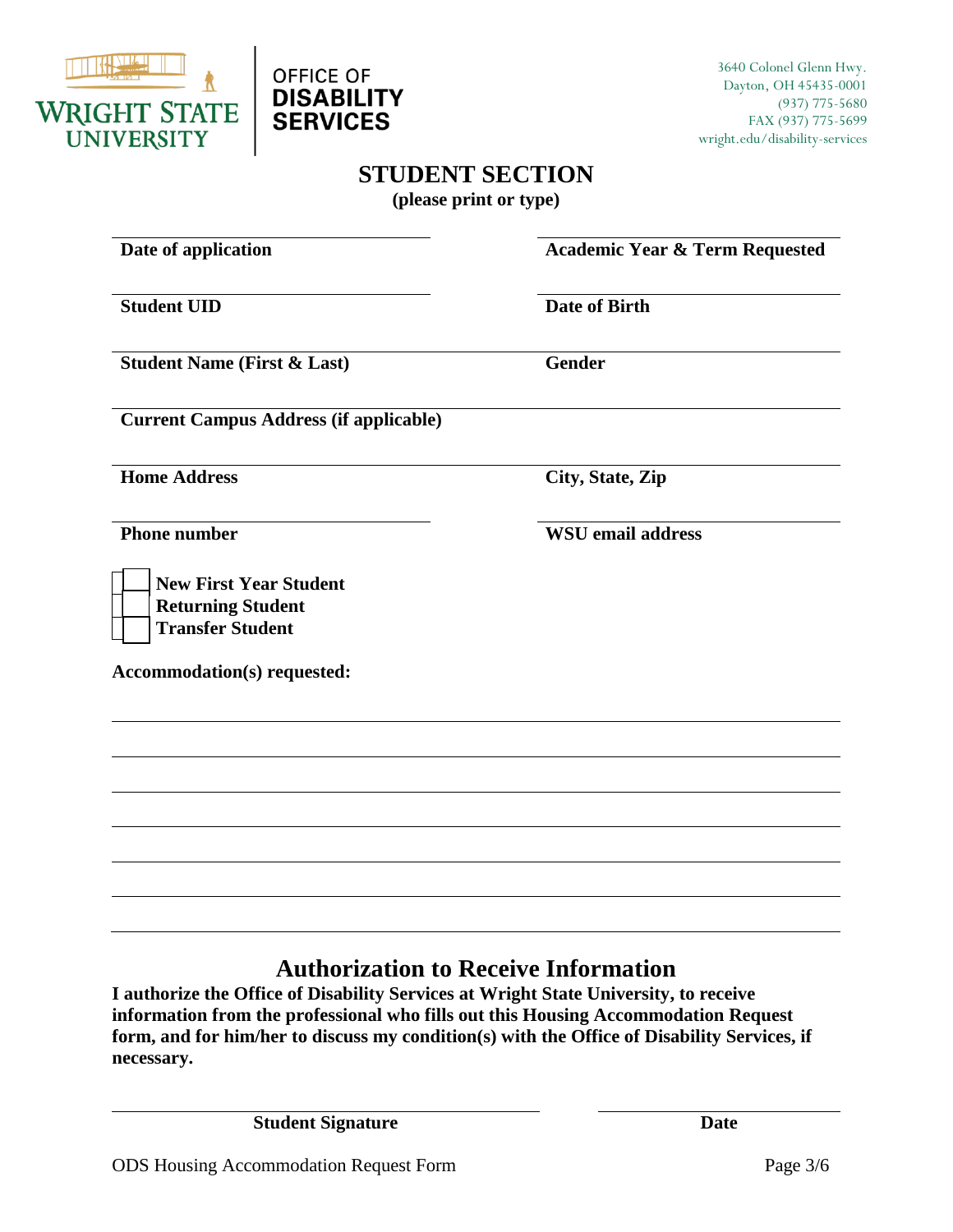WRIGHT STATE UNIVERSITY

OFFICE OF DISABILITY SERVICES

3640 Colonel Glenn Hwy.
Dayton, OH 45435-0001
(937) 775-5680
FAX (937) 775-5699
wright.edu/disability-services

# STUDENT SECTION

**(please print or type)**

| | |
|---|---|
| **Date of application** | **Academic Year & Term Requested** |
| **Student UID** | **Date of Birth** |
| **Student Name (First & Last)** | **Gender** |
| **Current Campus Address (if applicable)** | |
| **Home Address** | **City, State, Zip** |
| **Phone number** | **WSU email address** |

- ☐ **New First Year Student**
- ☐ **Returning Student**
- ☐ **Transfer Student**

**Accommodation(s) requested:**

______________________________________________________________________

______________________________________________________________________

______________________________________________________________________

______________________________________________________________________

______________________________________________________________________

______________________________________________________________________

## Authorization to Receive Information

**I authorize the Office of Disability Services at Wright State University, to receive information from the professional who fills out this Housing Accommodation Request form, and for him/her to discuss my condition(s) with the Office of Disability Services, if necessary.**

| | |
|---|---|
| **Student Signature** | **Date** |

ODS Housing Accommodation Request Form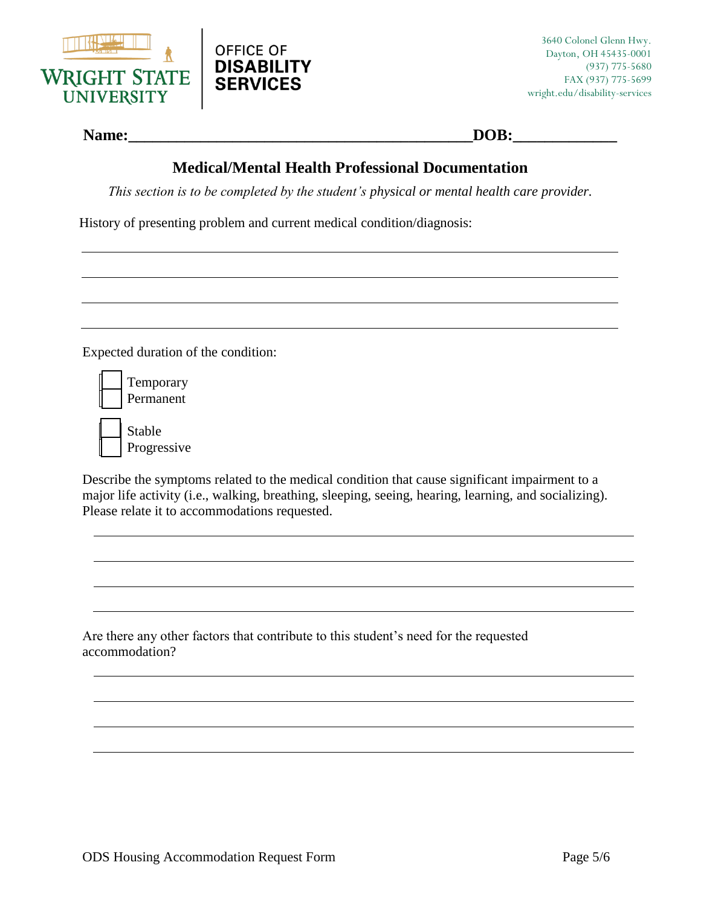WRIGHT STATE UNIVERSITY | OFFICE OF DISABILITY SERVICES

3640 Colonel Glenn Hwy.
Dayton, OH 45435-0001
(937) 775-5680
FAX (937) 775-5699
wright.edu/disability-services

**Name:\_\_\_\_\_\_\_\_\_\_\_\_\_\_\_\_\_\_\_\_\_\_\_\_\_\_\_\_\_\_\_\_\_\_\_\_\_\_\_\_\_\_\_DOB:\_\_\_\_\_\_\_\_\_\_\_\_\_**

## Medical/Mental Health Professional Documentation

*This section is to be completed by the student's physical or mental health care provider.*

History of presenting problem and current medical condition/diagnosis:

\_\_\_\_\_\_\_\_\_\_\_\_\_\_\_\_\_\_\_\_\_\_\_\_\_\_\_\_\_\_\_\_\_\_\_\_\_\_\_\_\_\_\_\_\_\_\_\_\_\_\_\_\_\_\_\_\_\_\_\_\_\_\_\_\_\_\_\_\_\_\_\_

\_\_\_\_\_\_\_\_\_\_\_\_\_\_\_\_\_\_\_\_\_\_\_\_\_\_\_\_\_\_\_\_\_\_\_\_\_\_\_\_\_\_\_\_\_\_\_\_\_\_\_\_\_\_\_\_\_\_\_\_\_\_\_\_\_\_\_\_\_\_\_\_

\_\_\_\_\_\_\_\_\_\_\_\_\_\_\_\_\_\_\_\_\_\_\_\_\_\_\_\_\_\_\_\_\_\_\_\_\_\_\_\_\_\_\_\_\_\_\_\_\_\_\_\_\_\_\_\_\_\_\_\_\_\_\_\_\_\_\_\_\_\_\_\_

\_\_\_\_\_\_\_\_\_\_\_\_\_\_\_\_\_\_\_\_\_\_\_\_\_\_\_\_\_\_\_\_\_\_\_\_\_\_\_\_\_\_\_\_\_\_\_\_\_\_\_\_\_\_\_\_\_\_\_\_\_\_\_\_\_\_\_\_\_\_\_\_

Expected duration of the condition:

- ☐ Temporary
- ☐ Permanent

- ☐ Stable
- ☐ Progressive

Describe the symptoms related to the medical condition that cause significant impairment to a major life activity (i.e., walking, breathing, sleeping, seeing, hearing, learning, and socializing). Please relate it to accommodations requested.

\_\_\_\_\_\_\_\_\_\_\_\_\_\_\_\_\_\_\_\_\_\_\_\_\_\_\_\_\_\_\_\_\_\_\_\_\_\_\_\_\_\_\_\_\_\_\_\_\_\_\_\_\_\_\_\_\_\_\_\_\_\_\_\_\_\_\_\_\_\_\_\_

\_\_\_\_\_\_\_\_\_\_\_\_\_\_\_\_\_\_\_\_\_\_\_\_\_\_\_\_\_\_\_\_\_\_\_\_\_\_\_\_\_\_\_\_\_\_\_\_\_\_\_\_\_\_\_\_\_\_\_\_\_\_\_\_\_\_\_\_\_\_\_\_

\_\_\_\_\_\_\_\_\_\_\_\_\_\_\_\_\_\_\_\_\_\_\_\_\_\_\_\_\_\_\_\_\_\_\_\_\_\_\_\_\_\_\_\_\_\_\_\_\_\_\_\_\_\_\_\_\_\_\_\_\_\_\_\_\_\_\_\_\_\_\_\_

\_\_\_\_\_\_\_\_\_\_\_\_\_\_\_\_\_\_\_\_\_\_\_\_\_\_\_\_\_\_\_\_\_\_\_\_\_\_\_\_\_\_\_\_\_\_\_\_\_\_\_\_\_\_\_\_\_\_\_\_\_\_\_\_\_\_\_\_\_\_\_\_

Are there any other factors that contribute to this student's need for the requested accommodation?

\_\_\_\_\_\_\_\_\_\_\_\_\_\_\_\_\_\_\_\_\_\_\_\_\_\_\_\_\_\_\_\_\_\_\_\_\_\_\_\_\_\_\_\_\_\_\_\_\_\_\_\_\_\_\_\_\_\_\_\_\_\_\_\_\_\_\_\_\_\_\_\_

\_\_\_\_\_\_\_\_\_\_\_\_\_\_\_\_\_\_\_\_\_\_\_\_\_\_\_\_\_\_\_\_\_\_\_\_\_\_\_\_\_\_\_\_\_\_\_\_\_\_\_\_\_\_\_\_\_\_\_\_\_\_\_\_\_\_\_\_\_\_\_\_

\_\_\_\_\_\_\_\_\_\_\_\_\_\_\_\_\_\_\_\_\_\_\_\_\_\_\_\_\_\_\_\_\_\_\_\_\_\_\_\_\_\_\_\_\_\_\_\_\_\_\_\_\_\_\_\_\_\_\_\_\_\_\_\_\_\_\_\_\_\_\_\_

\_\_\_\_\_\_\_\_\_\_\_\_\_\_\_\_\_\_\_\_\_\_\_\_\_\_\_\_\_\_\_\_\_\_\_\_\_\_\_\_\_\_\_\_\_\_\_\_\_\_\_\_\_\_\_\_\_\_\_\_\_\_\_\_\_\_\_\_\_\_\_\_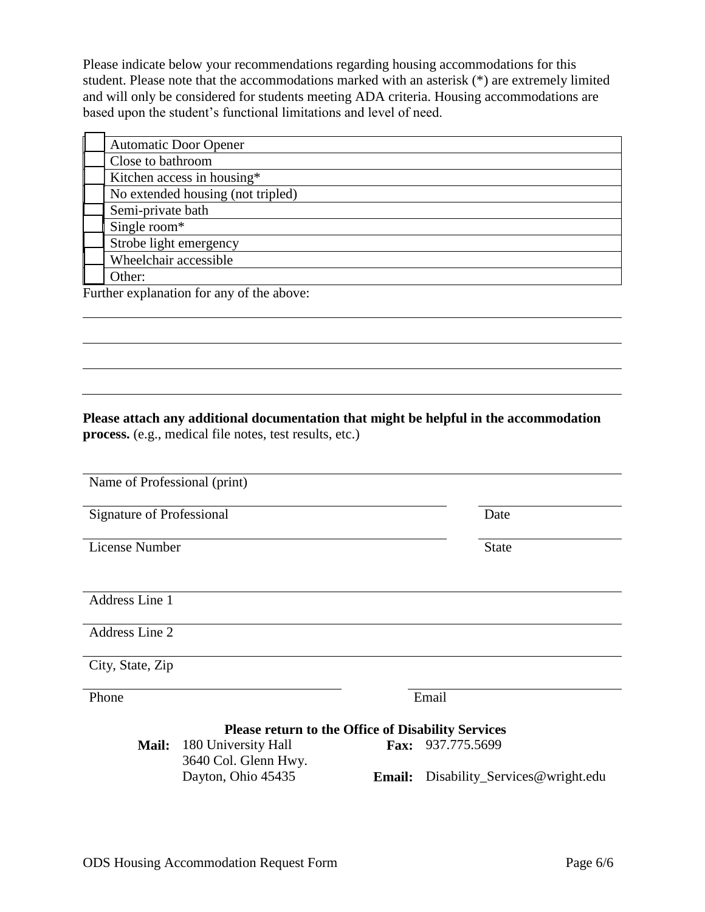Please indicate below your recommendations regarding housing accommodations for this student. Please note that the accommodations marked with an asterisk (*) are extremely limited and will only be considered for students meeting ADA criteria. Housing accommodations are based upon the student's functional limitations and level of need.

| | |
|---|---|
| ☐ | Automatic Door Opener |
| ☐ | Close to bathroom |
| ☐ | Kitchen access in housing* |
| ☐ | No extended housing (not tripled) |
| ☐ | Semi-private bath |
| ☐ | Single room* |
| ☐ | Strobe light emergency |
| ☐ | Wheelchair accessible |
| ☐ | Other: |

Further explanation for any of the above:

______________________________________________________________________________

______________________________________________________________________________

______________________________________________________________________________

______________________________________________________________________________

**Please attach any additional documentation that might be helpful in the accommodation process.** (e.g., medical file notes, test results, etc.)

______________________________________________________________________________
Name of Professional (print)

_______________________________________________ ____________________
Signature of Professional Date

_______________________________________________ ____________________
License Number State

______________________________________________________________________________
Address Line 1

______________________________________________________________________________
Address Line 2

______________________________________________________________________________
City, State, Zip

____________________________________ ____________________________________
Phone Email

**Please return to the Office of Disability Services**

**Mail:** 180 University Hall
3640 Col. Glenn Hwy.
Dayton, Ohio 45435

**Fax:** 937.775.5699

**Email:** Disability_Services@wright.edu

ODS Housing Accommodation Request Form